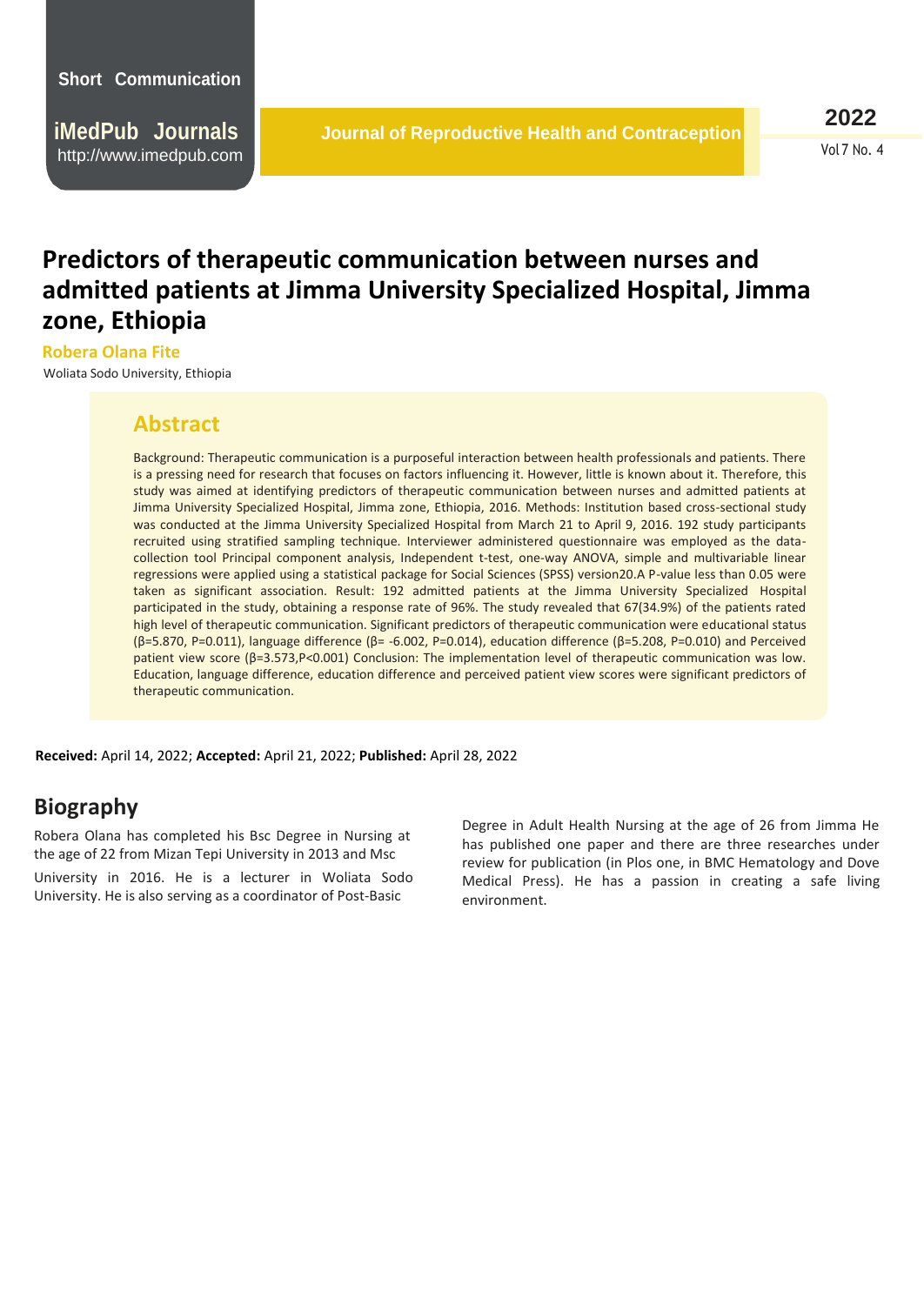# Predictors of therapeutic communication between nurses and admitted patients at Jimma University Specialized Hospital, Jimma zone, Ethiopia

**Robera Olana Fite**

Woliata Sodo University, Ethiopia

## Abstract

Background: Therapeutic communication is a purposeful interaction between health professionals and patients. There is a pressing need for research that focuses on factors influencing it. However, little is known about it. Therefore, this study was aimed at identifying predictors of therapeutic communication between nurses and admitted patients at Jimma University Specialized Hospital, Jimma zone, Ethiopia, 2016. Methods: Institution based cross-sectional study was conducted at the Jimma University Specialized Hospital from March 21 to April 9, 2016. 192 study participants recruited using stratified sampling technique. Interviewer administered questionnaire was employed as the data-collection tool Principal component analysis, Independent t-test, one-way ANOVA, simple and multivariable linear regressions were applied using a statistical package for Social Sciences (SPSS) version20.A P-value less than 0.05 were taken as significant association. Result: 192 admitted patients at the Jimma University Specialized Hospital participated in the study, obtaining a response rate of 96%. The study revealed that 67(34.9%) of the patients rated high level of therapeutic communication. Significant predictors of therapeutic communication were educational status (β=5.870, P=0.011), language difference (β= -6.002, P=0.014), education difference (β=5.208, P=0.010) and Perceived patient view score (β=3.573,P<0.001) Conclusion: The implementation level of therapeutic communication was low. Education, language difference, education difference and perceived patient view scores were significant predictors of therapeutic communication.

**Received:** April 14, 2022; **Accepted:** April 21, 2022; **Published:** April 28, 2022

## Biography

Robera Olana has completed his Bsc Degree in Nursing at the age of 22 from Mizan Tepi University in 2013 and Msc Degree in Adult Health Nursing at the age of 26 from Jimma University in 2016. He is a lecturer in Woliata Sodo University. He is also serving as a coordinator of Post-Basic He has published one paper and there are three researches under review for publication (in Plos one, in BMC Hematology and Dove Medical Press). He has a passion in creating a safe living environment.